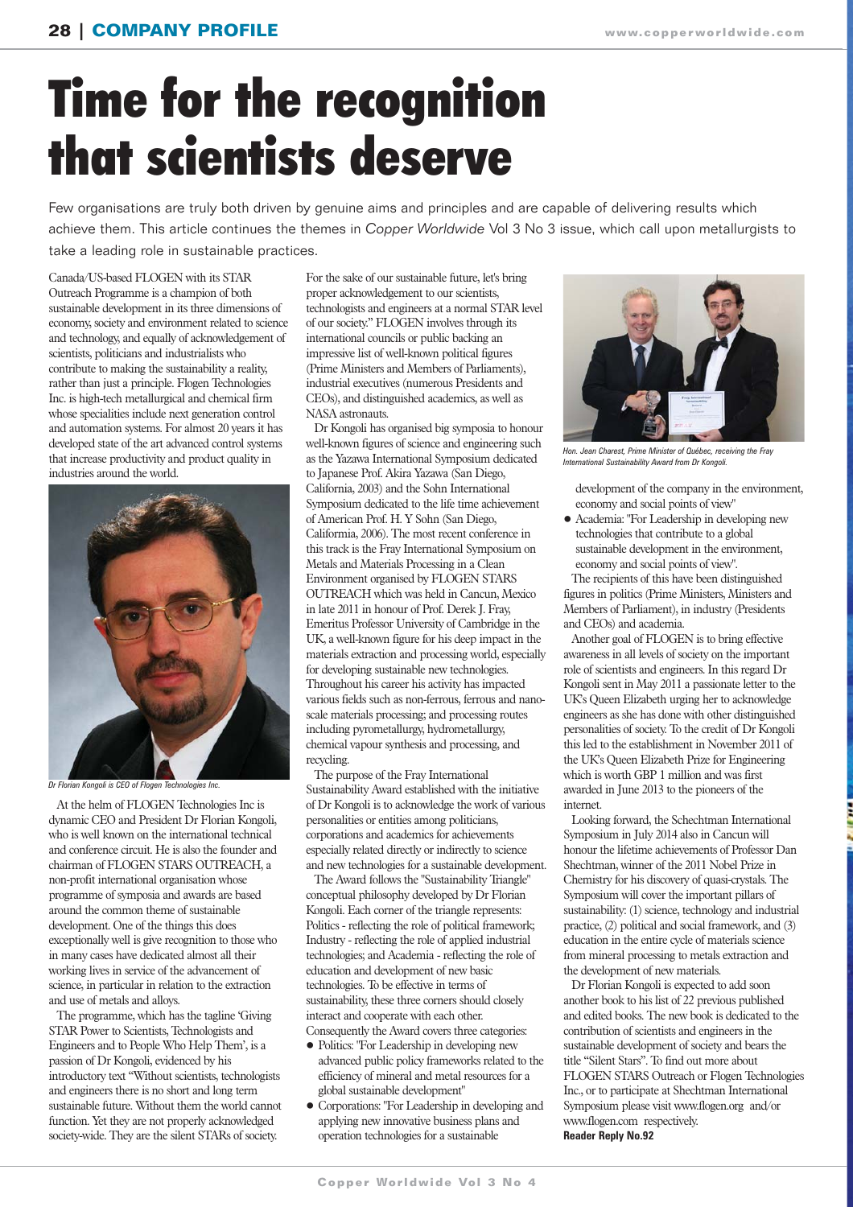# Time for the recognition that scientists deserve

Few organisations are truly both driven by genuine aims and principles and are capable of delivering results which achieve them. This article continues the themes in *Copper Worldwide* Vol 3 No 3 issue, which call upon metallurgists to take a leading role in sustainable practices.

Canada/US-based FLOGEN with its STAR Outreach Programme is a champion of both sustainable development in its three dimensions of economy, society and environment related to science and technology, and equally of acknowledgement of scientists, politicians and industrialists who contribute to making the sustainability a reality, rather than just a principle. Flogen Technologies Inc. is high-tech metallurgical and chemical firm whose specialities include next generation control and automation systems. For almost 20 years it has developed state of the art advanced control systems that increase productivity and product quality in industries around the world.

*Dr Florian Kongoli is CEO of Flogen Technologies Inc.*

At the helm of FLOGEN Technologies Inc is dynamic CEO and President Dr Florian Kongoli, who is well known on the international technical and conference circuit. He is also the founder and chairman of FLOGEN STARS OUTREACH, a non-profit international organisation whose programme of symposia and awards are based around the common theme of sustainable development. One of the things this does exceptionally well is give recognition to those who in many cases have dedicated almost all their working lives in service of the advancement of science, in particular in relation to the extraction and use of metals and alloys.

The programme, which has the tagline 'Giving STAR Power to Scientists, Technologists and Engineers and to People Who Help Them', is a passion of Dr Kongoli, evidenced by his introductory text "Without scientists, technologists and engineers there is no short and long term sustainable future. Without them the world cannot function. Yet they are not properly acknowledged society-wide. They are the silent STARs of society. For the sake of our sustainable future, let's bring proper acknowledgement to our scientists, technologists and engineers at a normal STAR level of our society." FLOGEN involves through its international councils or public backing an impressive list of well-known political figures (Prime Ministers and Members of Parliaments), industrial executives (numerous Presidents and CEOs), and distinguished academics, as well as NASA astronauts.

Dr Kongoli has organised big symposia to honour well-known figures of science and engineering such as the Yazawa International Symposium dedicated to Japanese Prof. Akira Yazawa (San Diego, California, 2003) and the Sohn International Symposium dedicated to the life time achievement of American Prof. H. Y Sohn (San Diego, California, 2006). The most recent conference in this track is the Fray International Symposium on Metals and Materials Processing in a Clean Environment organised by FLOGEN STARS OUTREACH which was held in Cancun, Mexico in late 2011 in honour of Prof. Derek J. Fray, Emeritus Professor University of Cambridge in the UK, a well-known figure for his deep impact in the materials extraction and processing world, especially for developing sustainable new technologies. Throughout his career his activity has impacted various fields such as non-ferrous, ferrous and nano-scale materials processing; and processing routes including pyrometallurgy, hydrometallurgy, chemical vapour synthesis and processing, and recycling.

The purpose of the Fray International Sustainability Award established with the initiative of Dr Kongoli is to acknowledge the work of various personalities or entities among politicians, corporations and academics for achievements especially related directly or indirectly to science and new technologies for a sustainable development.

The Award follows the "Sustainability Triangle" conceptual philosophy developed by Dr Florian Kongoli. Each corner of the triangle represents: Politics - reflecting the role of political framework; Industry - reflecting the role of applied industrial technologies; and Academia - reflecting the role of education and development of new basic technologies. To be effective in terms of sustainability, these three corners should closely interact and cooperate with each other. Consequently the Award covers three categories:

- Politics: "For Leadership in developing new advanced public policy frameworks related to the efficiency of mineral and metal resources for a global sustainable development"
- Corporations: "For Leadership in developing and applying new innovative business plans and operation technologies for a sustainable development of the company in the environment, economy and social points of view"
- Academia: "For Leadership in developing new technologies that contribute to a global sustainable development in the environment, economy and social points of view".

*Hon. Jean Charest, Prime Minister of Québec, receiving the Fray International Sustainability Award from Dr Kongoli.*

The recipients of this have been distinguished figures in politics (Prime Ministers, Ministers and Members of Parliament), in industry (Presidents and CEOs) and academia.

Another goal of FLOGEN is to bring effective awareness in all levels of society on the important role of scientists and engineers. In this regard Dr Kongoli sent in May 2011 a passionate letter to the UK's Queen Elizabeth urging her to acknowledge engineers as she has done with other distinguished personalities of society. To the credit of Dr Kongoli this led to the establishment in November 2011 of the UK's Queen Elizabeth Prize for Engineering which is worth GBP 1 million and was first awarded in June 2013 to the pioneers of the internet.

Looking forward, the Schechtman International Symposium in July 2014 also in Cancun will honour the lifetime achievements of Professor Dan Shechtman, winner of the 2011 Nobel Prize in Chemistry for his discovery of quasi-crystals. The Symposium will cover the important pillars of sustainability: (1) science, technology and industrial practice, (2) political and social framework, and (3) education in the entire cycle of materials science from mineral processing to metals extraction and the development of new materials.

Dr Florian Kongoli is expected to add soon another book to his list of 22 previous published and edited books. The new book is dedicated to the contribution of scientists and engineers in the sustainable development of society and bears the title "Silent Stars". To find out more about FLOGEN STARS Outreach or Flogen Technologies Inc., or to participate at Shechtman International Symposium please visit www.flogen.org and/or www.flogen.com respectively.

**Reader Reply No.92**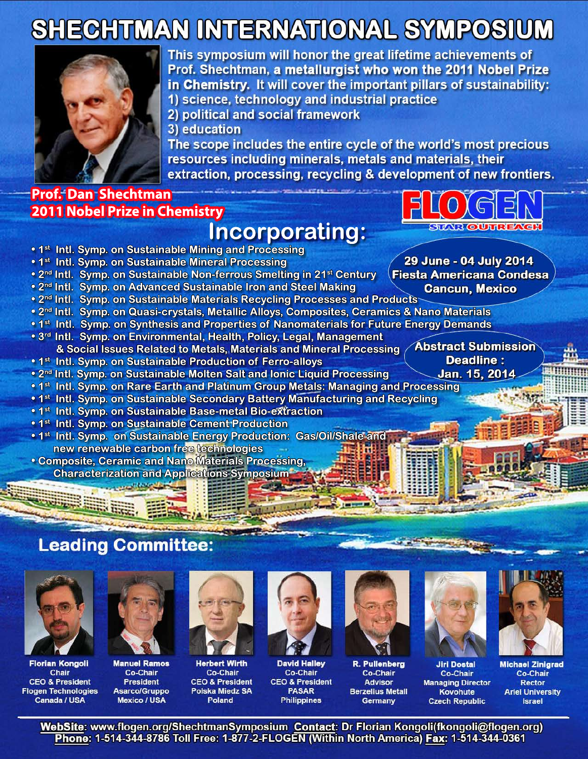# SHECHTMAN INTERNATIONAL SYMPOSIUM

This symposium will honor the great lifetime achievements of Prof. Shechtman, a metallurgist who won the 2011 Nobel Prize in Chemistry. It will cover the important pillars of sustainability:

1) science, technology and industrial practice
2) political and social framework
3) education

The scope includes the entire cycle of the world's most precious resources including minerals, metals and materials, their extraction, processing, recycling & development of new frontiers.

**Prof. Dan Shechtman**
**2011 Nobel Prize in Chemistry**

FLOGEN STAR OUTREACH

## Incorporating:

- 1st Intl. Symp. on Sustainable Mining and Processing
- 1st Intl. Symp. on Sustainable Mineral Processing
- 2nd Intl. Symp. on Sustainable Non-ferrous Smelting in 21st Century
- 2nd Intl. Symp. on Advanced Sustainable Iron and Steel Making
- 2nd Intl. Symp. on Sustainable Materials Recycling Processes and Products
- 2nd Intl. Symp. on Quasi-crystals, Metallic Alloys, Composites, Ceramics & Nano Materials
- 1st Intl. Symp. on Synthesis and Properties of Nanomaterials for Future Energy Demands
- 3rd Intl. Symp. on Environmental, Health, Policy, Legal, Management & Social Issues Related to Metals, Materials and Mineral Processing
- 1st Intl. Symp. on Sustainable Production of Ferro-alloys
- 2nd Intl. Symp. on Sustainable Molten Salt and Ionic Liquid Processing
- 1st Intl. Symp. on Rare Earth and Platinum Group Metals: Managing and Processing
- 1st Intl. Symp. on Sustainable Secondary Battery Manufacturing and Recycling
- 1st Intl. Symp. on Sustainable Base-metal Bio-extraction
- 1st Intl. Symp. on Sustainable Cement Production
- 1st Intl. Symp. on Sustainable Energy Production: Gas/Oil/Shale and new renewable carbon free technologies
- Composite, Ceramic and Nano Materials Processing, Characterization and Applications Symposium

**29 June - 04 July 2014**
**Fiesta Americana Condesa**
**Cancun, Mexico**

**Abstract Submission Deadline : Jan. 15, 2014**

## Leading Committee:

**Florian Kongoli**
Chair
CEO & President
Flogen Technologies
Canada / USA

**Manuel Ramos**
Co-Chair
President
Asarco/Gruppo
Mexico / USA

**Herbert Wirth**
Co-Chair
CEO & President
Polska Miedz SA
Poland

**David Halley**
Co-Chair
CEO & President
PASAR
Philippines

**R. Pullenberg**
Co-Chair
Advisor
Berzelius Metall
Germany

**Jiri Dostal**
Co-Chair
Managing Director
Kovohute
Czech Republic

**Michael Zinigrad**
Co-Chair
Rector
Ariel University
Israel

**WebSite**: www.flogen.org/ShechtmanSymposium **Contact**: Dr Florian Kongoli(fkongoli@flogen.org)
**Phone**: 1-514-344-8786 Toll Free: 1-877-2-FLOGEN (Within North America) **Fax**: 1-514-344-0361